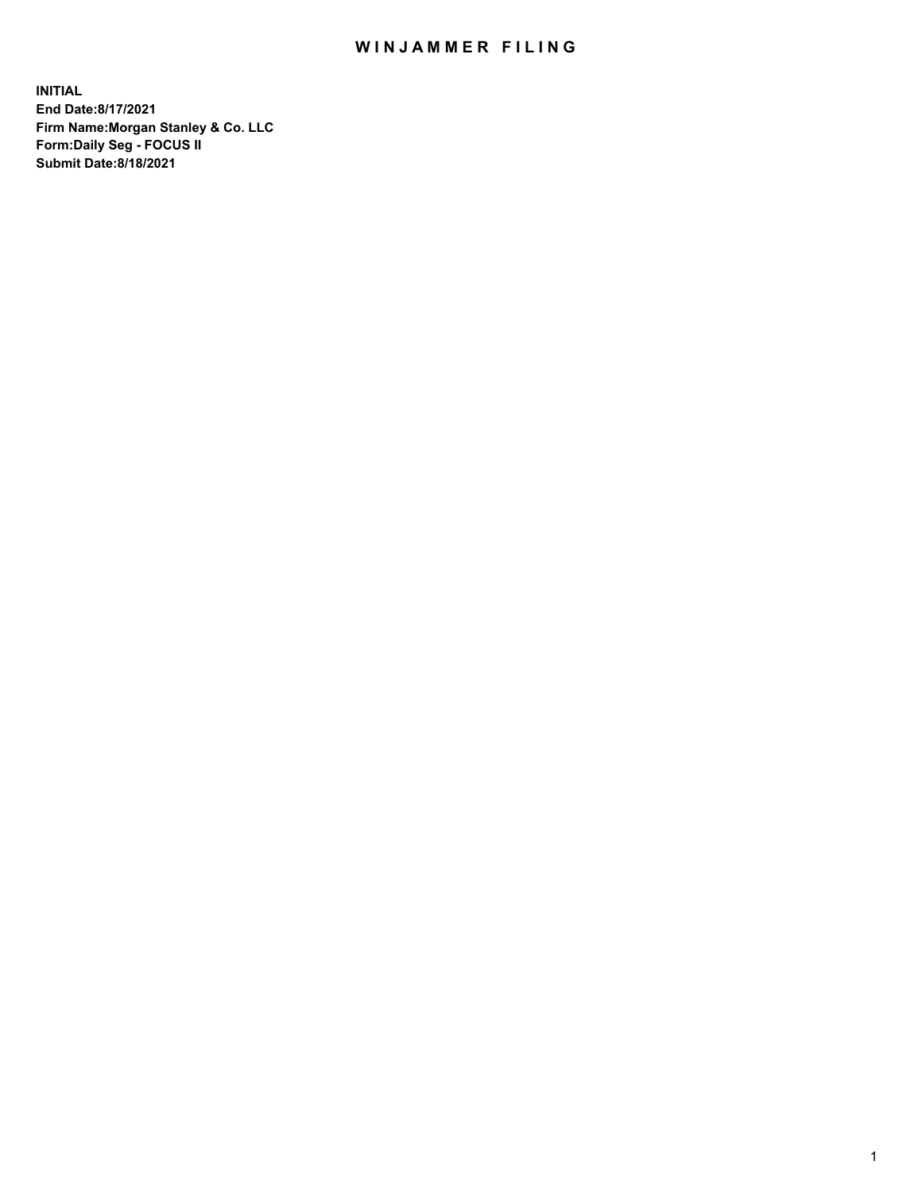# WINJAMMER FILING

**INITIAL**
**End Date:8/17/2021**
**Firm Name:Morgan Stanley & Co. LLC**
**Form:Daily Seg - FOCUS II**
**Submit Date:8/18/2021**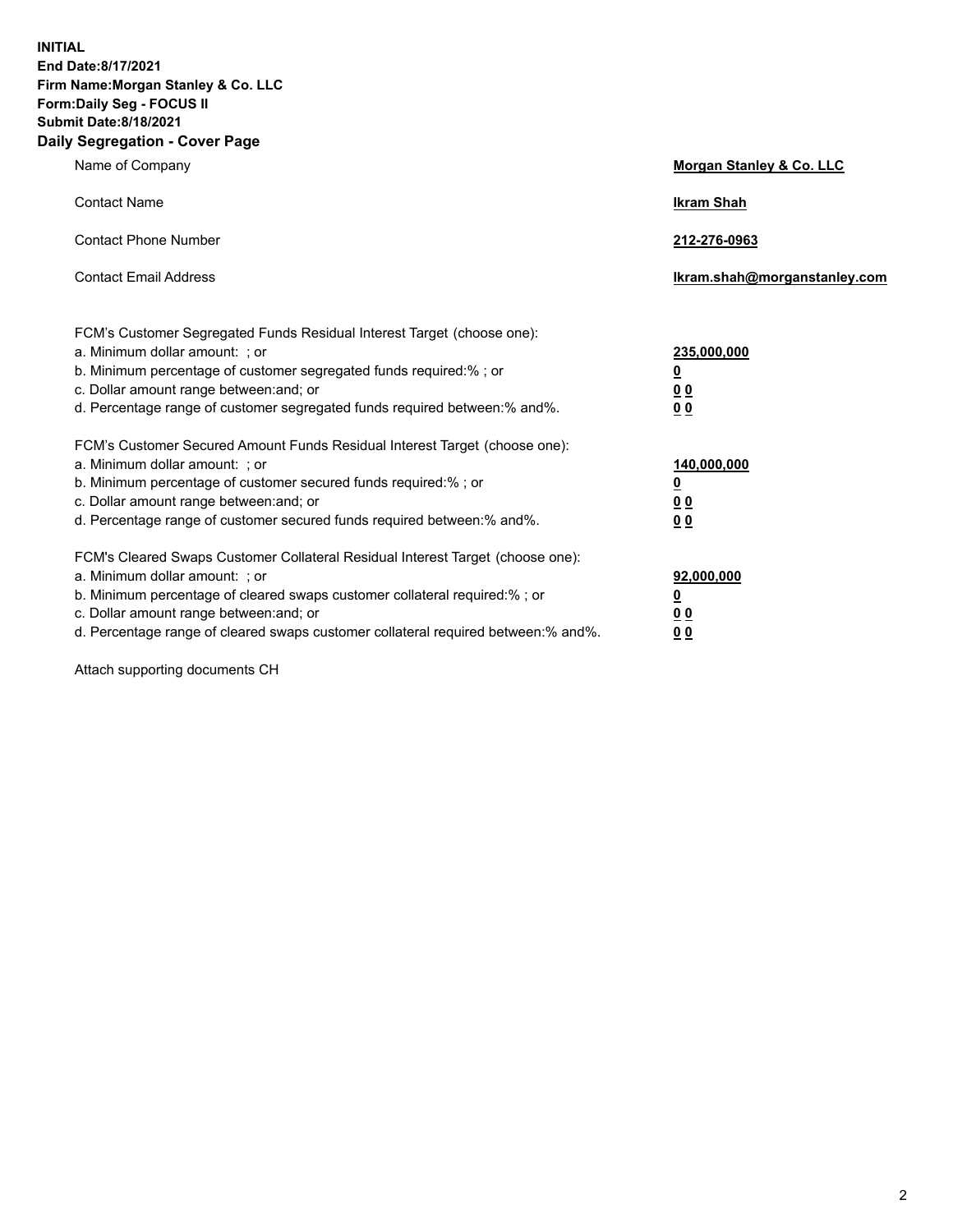**INITIAL**
**End Date:8/17/2021**
**Firm Name:Morgan Stanley & Co. LLC**
**Form:Daily Seg - FOCUS II**
**Submit Date:8/18/2021**
**Daily Segregation - Cover Page**

| | |
|---|---|
| Name of Company | **Morgan Stanley & Co. LLC** |
| Contact Name | **Ikram Shah** |
| Contact Phone Number | **212-276-0963** |
| Contact Email Address | **Ikram.shah@morganstanley.com** |

| | |
|---|---|
| FCM's Customer Segregated Funds Residual Interest Target (choose one): | |
| a. Minimum dollar amount: ; or | **235,000,000** |
| b. Minimum percentage of customer segregated funds required:% ; or | **0** |
| c. Dollar amount range between:and; or | **0 0** |
| d. Percentage range of customer segregated funds required between:% and%. | **0 0** |
| FCM's Customer Secured Amount Funds Residual Interest Target (choose one): | |
| a. Minimum dollar amount: ; or | **140,000,000** |
| b. Minimum percentage of customer secured funds required:% ; or | **0** |
| c. Dollar amount range between:and; or | **0 0** |
| d. Percentage range of customer secured funds required between:% and%. | **0 0** |
| FCM's Cleared Swaps Customer Collateral Residual Interest Target (choose one): | |
| a. Minimum dollar amount: ; or | **92,000,000** |
| b. Minimum percentage of cleared swaps customer collateral required:% ; or | **0** |
| c. Dollar amount range between:and; or | **0 0** |
| d. Percentage range of cleared swaps customer collateral required between:% and%. | **0 0** |

Attach supporting documents CH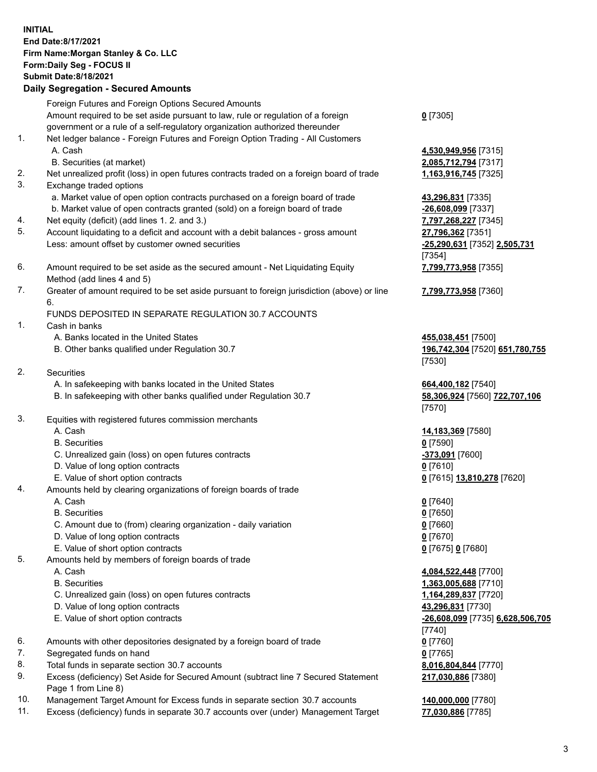**INITIAL**
**End Date:8/17/2021**
**Firm Name:Morgan Stanley & Co. LLC**
**Form:Daily Seg - FOCUS II**
**Submit Date:8/18/2021**

**Daily Segregation - Secured Amounts**

| | | |
|---|---|---|
| | Foreign Futures and Foreign Options Secured Amounts | |
| | Amount required to be set aside pursuant to law, rule or regulation of a foreign government or a rule of a self-regulatory organization authorized thereunder | **0** [7305] |
| 1. | Net ledger balance - Foreign Futures and Foreign Option Trading - All Customers | |
| | A. Cash | **4,530,949,956** [7315] |
| | B. Securities (at market) | **2,085,712,794** [7317] |
| 2. | Net unrealized profit (loss) in open futures contracts traded on a foreign board of trade | **1,163,916,745** [7325] |
| 3. | Exchange traded options | |
| | a. Market value of open option contracts purchased on a foreign board of trade | **43,296,831** [7335] |
| | b. Market value of open contracts granted (sold) on a foreign board of trade | **-26,608,099** [7337] |
| 4. | Net equity (deficit) (add lines 1. 2. and 3.) | **7,797,268,227** [7345] |
| 5. | Account liquidating to a deficit and account with a debit balances - gross amount | **27,796,362** [7351] |
| | Less: amount offset by customer owned securities | **-25,290,631** [7352] **2,505,731** [7354] |
| 6. | Amount required to be set aside as the secured amount - Net Liquidating Equity Method (add lines 4 and 5) | **7,799,773,958** [7355] |
| 7. | Greater of amount required to be set aside pursuant to foreign jurisdiction (above) or line 6. | **7,799,773,958** [7360] |
| | FUNDS DEPOSITED IN SEPARATE REGULATION 30.7 ACCOUNTS | |
| 1. | Cash in banks | |
| | A. Banks located in the United States | **455,038,451** [7500] |
| | B. Other banks qualified under Regulation 30.7 | **196,742,304** [7520] **651,780,755** [7530] |
| 2. | Securities | |
| | A. In safekeeping with banks located in the United States | **664,400,182** [7540] |
| | B. In safekeeping with other banks qualified under Regulation 30.7 | **58,306,924** [7560] **722,707,106** [7570] |
| 3. | Equities with registered futures commission merchants | |
| | A. Cash | **14,183,369** [7580] |
| | B. Securities | **0** [7590] |
| | C. Unrealized gain (loss) on open futures contracts | **-373,091** [7600] |
| | D. Value of long option contracts | **0** [7610] |
| | E. Value of short option contracts | **0** [7615] **13,810,278** [7620] |
| 4. | Amounts held by clearing organizations of foreign boards of trade | |
| | A. Cash | **0** [7640] |
| | B. Securities | **0** [7650] |
| | C. Amount due to (from) clearing organization - daily variation | **0** [7660] |
| | D. Value of long option contracts | **0** [7670] |
| | E. Value of short option contracts | **0** [7675] **0** [7680] |
| 5. | Amounts held by members of foreign boards of trade | |
| | A. Cash | **4,084,522,448** [7700] |
| | B. Securities | **1,363,005,688** [7710] |
| | C. Unrealized gain (loss) on open futures contracts | **1,164,289,837** [7720] |
| | D. Value of long option contracts | **43,296,831** [7730] |
| | E. Value of short option contracts | **-26,608,099** [7735] **6,628,506,705** [7740] |
| 6. | Amounts with other depositories designated by a foreign board of trade | **0** [7760] |
| 7. | Segregated funds on hand | **0** [7765] |
| 8. | Total funds in separate section 30.7 accounts | **8,016,804,844** [7770] |
| 9. | Excess (deficiency) Set Aside for Secured Amount (subtract line 7 Secured Statement Page 1 from Line 8) | **217,030,886** [7380] |
| 10. | Management Target Amount for Excess funds in separate section 30.7 accounts | **140,000,000** [7780] |
| 11. | Excess (deficiency) funds in separate 30.7 accounts over (under) Management Target | **77,030,886** [7785] |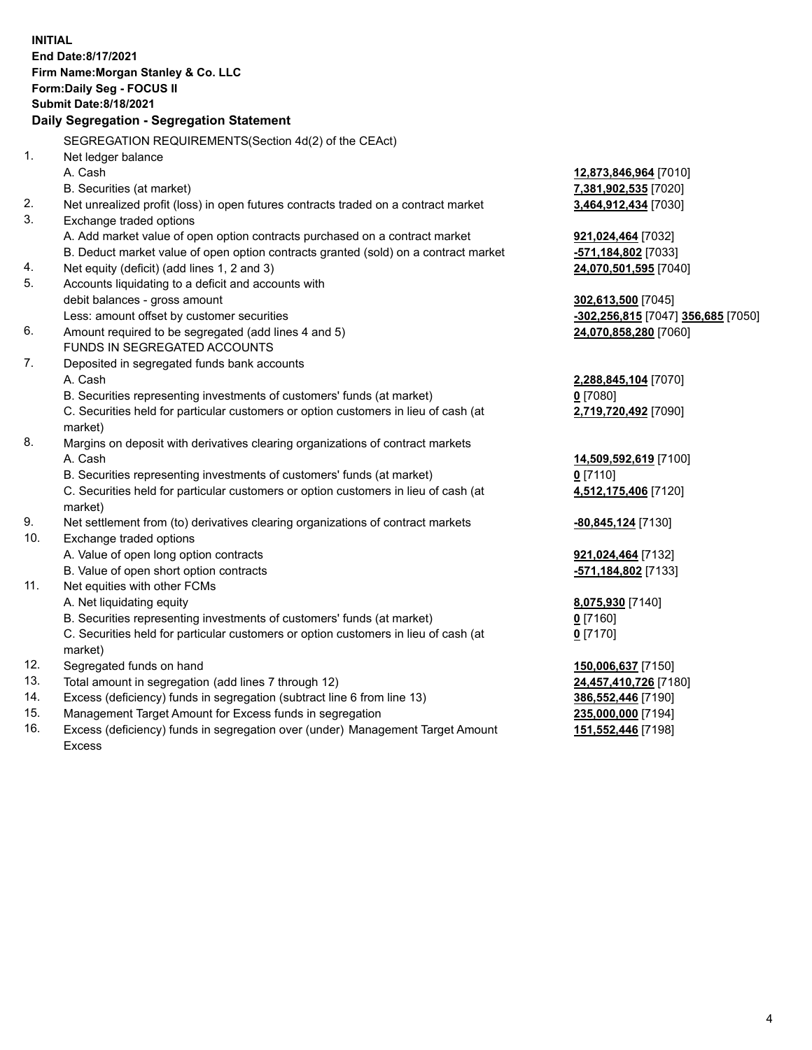**INITIAL**
**End Date:8/17/2021**
**Firm Name:Morgan Stanley & Co. LLC**
**Form:Daily Seg - FOCUS II**
**Submit Date:8/18/2021**

**Daily Segregation - Segregation Statement**

SEGREGATION REQUIREMENTS(Section 4d(2) of the CEAct)

| | | |
|---|---|---|
| 1. | Net ledger balance | |
| | A. Cash | **12,873,846,964** [7010] |
| | B. Securities (at market) | **7,381,902,535** [7020] |
| 2. | Net unrealized profit (loss) in open futures contracts traded on a contract market | **3,464,912,434** [7030] |
| 3. | Exchange traded options | |
| | A. Add market value of open option contracts purchased on a contract market | **921,024,464** [7032] |
| | B. Deduct market value of open option contracts granted (sold) on a contract market | **-571,184,802** [7033] |
| 4. | Net equity (deficit) (add lines 1, 2 and 3) | **24,070,501,595** [7040] |
| 5. | Accounts liquidating to a deficit and accounts with debit balances - gross amount | **302,613,500** [7045] |
| | Less: amount offset by customer securities | **-302,256,815** [7047] **356,685** [7050] |
| 6. | Amount required to be segregated (add lines 4 and 5) | **24,070,858,280** [7060] |
| | FUNDS IN SEGREGATED ACCOUNTS | |
| 7. | Deposited in segregated funds bank accounts | |
| | A. Cash | **2,288,845,104** [7070] |
| | B. Securities representing investments of customers' funds (at market) | **0** [7080] |
| | C. Securities held for particular customers or option customers in lieu of cash (at market) | **2,719,720,492** [7090] |
| 8. | Margins on deposit with derivatives clearing organizations of contract markets | |
| | A. Cash | **14,509,592,619** [7100] |
| | B. Securities representing investments of customers' funds (at market) | **0** [7110] |
| | C. Securities held for particular customers or option customers in lieu of cash (at market) | **4,512,175,406** [7120] |
| 9. | Net settlement from (to) derivatives clearing organizations of contract markets | **-80,845,124** [7130] |
| 10. | Exchange traded options | |
| | A. Value of open long option contracts | **921,024,464** [7132] |
| | B. Value of open short option contracts | **-571,184,802** [7133] |
| 11. | Net equities with other FCMs | |
| | A. Net liquidating equity | **8,075,930** [7140] |
| | B. Securities representing investments of customers' funds (at market) | **0** [7160] |
| | C. Securities held for particular customers or option customers in lieu of cash (at market) | **0** [7170] |
| 12. | Segregated funds on hand | **150,006,637** [7150] |
| 13. | Total amount in segregation (add lines 7 through 12) | **24,457,410,726** [7180] |
| 14. | Excess (deficiency) funds in segregation (subtract line 6 from line 13) | **386,552,446** [7190] |
| 15. | Management Target Amount for Excess funds in segregation | **235,000,000** [7194] |
| 16. | Excess (deficiency) funds in segregation over (under) Management Target Amount Excess | **151,552,446** [7198] |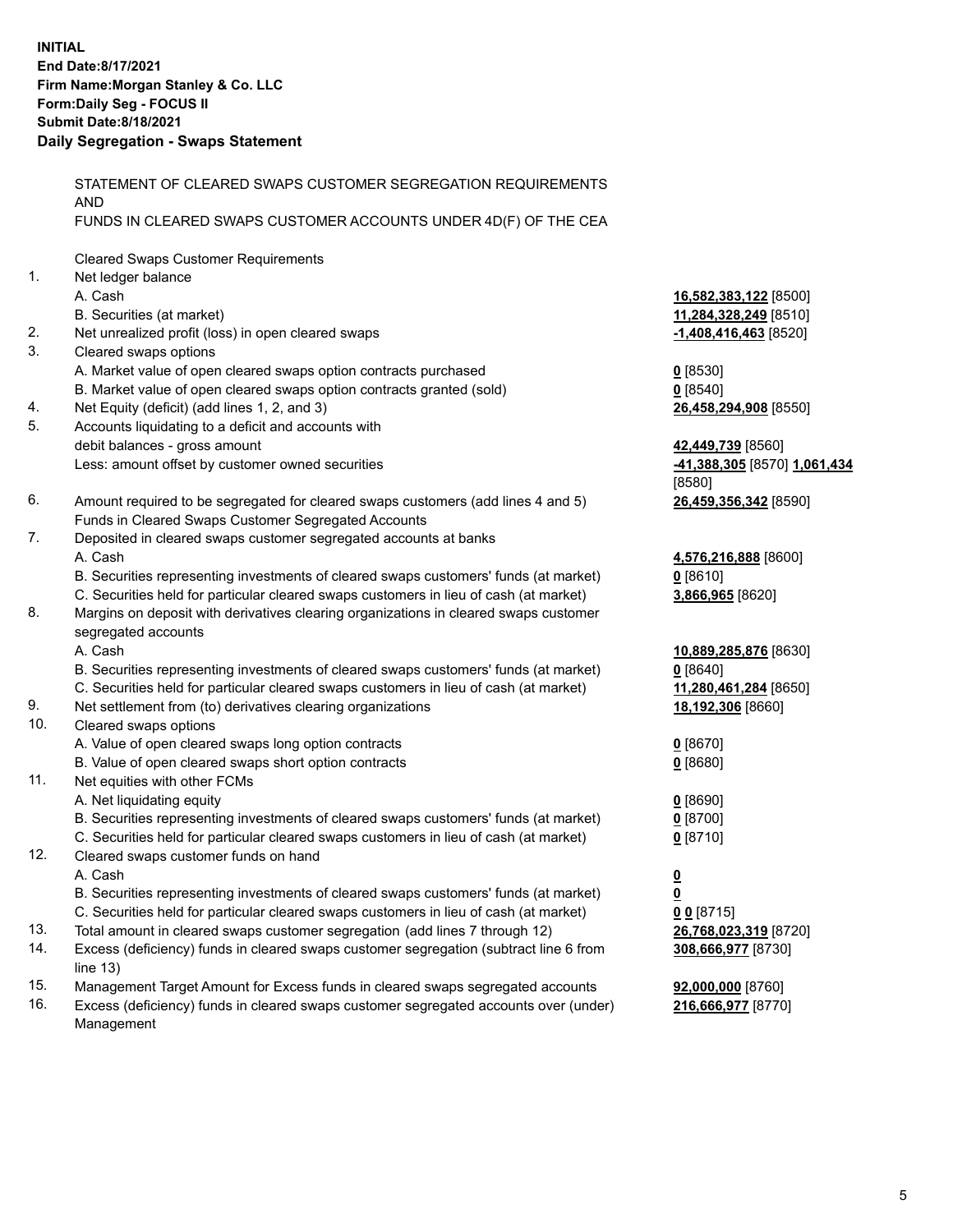**INITIAL**
**End Date:8/17/2021**
**Firm Name:Morgan Stanley & Co. LLC**
**Form:Daily Seg - FOCUS II**
**Submit Date:8/18/2021**
**Daily Segregation - Swaps Statement**

STATEMENT OF CLEARED SWAPS CUSTOMER SEGREGATION REQUIREMENTS AND
FUNDS IN CLEARED SWAPS CUSTOMER ACCOUNTS UNDER 4D(F) OF THE CEA

| | | |
|---|---|---|
| | Cleared Swaps Customer Requirements | |
| 1. | Net ledger balance | |
| | A. Cash | **16,582,383,122** [8500] |
| | B. Securities (at market) | **11,284,328,249** [8510] |
| 2. | Net unrealized profit (loss) in open cleared swaps | **-1,408,416,463** [8520] |
| 3. | Cleared swaps options | |
| | A. Market value of open cleared swaps option contracts purchased | **0** [8530] |
| | B. Market value of open cleared swaps option contracts granted (sold) | **0** [8540] |
| 4. | Net Equity (deficit) (add lines 1, 2, and 3) | **26,458,294,908** [8550] |
| 5. | Accounts liquidating to a deficit and accounts with debit balances - gross amount | **42,449,739** [8560] |
| | Less: amount offset by customer owned securities | **-41,388,305** [8570] **1,061,434** [8580] |
| 6. | Amount required to be segregated for cleared swaps customers (add lines 4 and 5) | **26,459,356,342** [8590] |
| | Funds in Cleared Swaps Customer Segregated Accounts | |
| 7. | Deposited in cleared swaps customer segregated accounts at banks | |
| | A. Cash | **4,576,216,888** [8600] |
| | B. Securities representing investments of cleared swaps customers' funds (at market) | **0** [8610] |
| | C. Securities held for particular cleared swaps customers in lieu of cash (at market) | **3,866,965** [8620] |
| 8. | Margins on deposit with derivatives clearing organizations in cleared swaps customer segregated accounts | |
| | A. Cash | **10,889,285,876** [8630] |
| | B. Securities representing investments of cleared swaps customers' funds (at market) | **0** [8640] |
| | C. Securities held for particular cleared swaps customers in lieu of cash (at market) | **11,280,461,284** [8650] |
| 9. | Net settlement from (to) derivatives clearing organizations | **18,192,306** [8660] |
| 10. | Cleared swaps options | |
| | A. Value of open cleared swaps long option contracts | **0** [8670] |
| | B. Value of open cleared swaps short option contracts | **0** [8680] |
| 11. | Net equities with other FCMs | |
| | A. Net liquidating equity | **0** [8690] |
| | B. Securities representing investments of cleared swaps customers' funds (at market) | **0** [8700] |
| | C. Securities held for particular cleared swaps customers in lieu of cash (at market) | **0** [8710] |
| 12. | Cleared swaps customer funds on hand | |
| | A. Cash | **0** |
| | B. Securities representing investments of cleared swaps customers' funds (at market) | **0** |
| | C. Securities held for particular cleared swaps customers in lieu of cash (at market) | **0** **0** [8715] |
| 13. | Total amount in cleared swaps customer segregation (add lines 7 through 12) | **26,768,023,319** [8720] |
| 14. | Excess (deficiency) funds in cleared swaps customer segregation (subtract line 6 from line 13) | **308,666,977** [8730] |
| 15. | Management Target Amount for Excess funds in cleared swaps segregated accounts | **92,000,000** [8760] |
| 16. | Excess (deficiency) funds in cleared swaps customer segregated accounts over (under) Management | **216,666,977** [8770] |